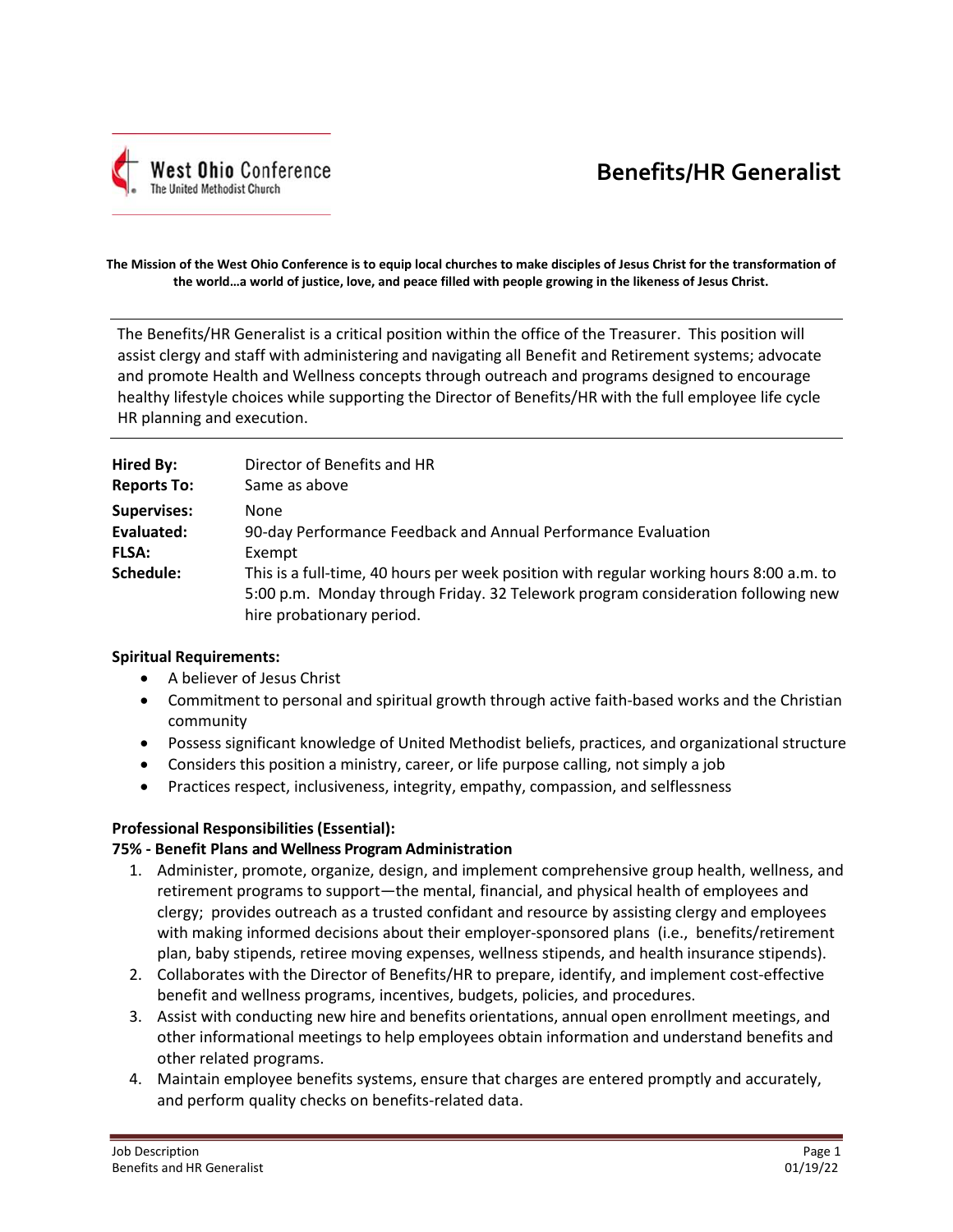West Ohio Conference
The United Methodist Church

# Benefits/HR Generalist

**The Mission of the West Ohio Conference is to equip local churches to make disciples of Jesus Christ for the transformation of the world…a world of justice, love, and peace filled with people growing in the likeness of Jesus Christ.**

The Benefits/HR Generalist is a critical position within the office of the Treasurer. This position will assist clergy and staff with administering and navigating all Benefit and Retirement systems; advocate and promote Health and Wellness concepts through outreach and programs designed to encourage healthy lifestyle choices while supporting the Director of Benefits/HR with the full employee life cycle HR planning and execution.

| | |
|---|---|
| **Hired By:** | Director of Benefits and HR |
| **Reports To:** | Same as above |
| **Supervises:** | None |
| **Evaluated:** | 90-day Performance Feedback and Annual Performance Evaluation |
| **FLSA:** | Exempt |
| **Schedule:** | This is a full-time, 40 hours per week position with regular working hours 8:00 a.m. to 5:00 p.m. Monday through Friday. 32 Telework program consideration following new hire probationary period. |

**Spiritual Requirements:**

- A believer of Jesus Christ
- Commitment to personal and spiritual growth through active faith-based works and the Christian community
- Possess significant knowledge of United Methodist beliefs, practices, and organizational structure
- Considers this position a ministry, career, or life purpose calling, not simply a job
- Practices respect, inclusiveness, integrity, empathy, compassion, and selflessness

**Professional Responsibilities (Essential):**

**75% - Benefit Plans and Wellness Program Administration**

1. Administer, promote, organize, design, and implement comprehensive group health, wellness, and retirement programs to support—the mental, financial, and physical health of employees and clergy; provides outreach as a trusted confidant and resource by assisting clergy and employees with making informed decisions about their employer-sponsored plans (i.e., benefits/retirement plan, baby stipends, retiree moving expenses, wellness stipends, and health insurance stipends).
2. Collaborates with the Director of Benefits/HR to prepare, identify, and implement cost-effective benefit and wellness programs, incentives, budgets, policies, and procedures.
3. Assist with conducting new hire and benefits orientations, annual open enrollment meetings, and other informational meetings to help employees obtain information and understand benefits and other related programs.
4. Maintain employee benefits systems, ensure that charges are entered promptly and accurately, and perform quality checks on benefits-related data.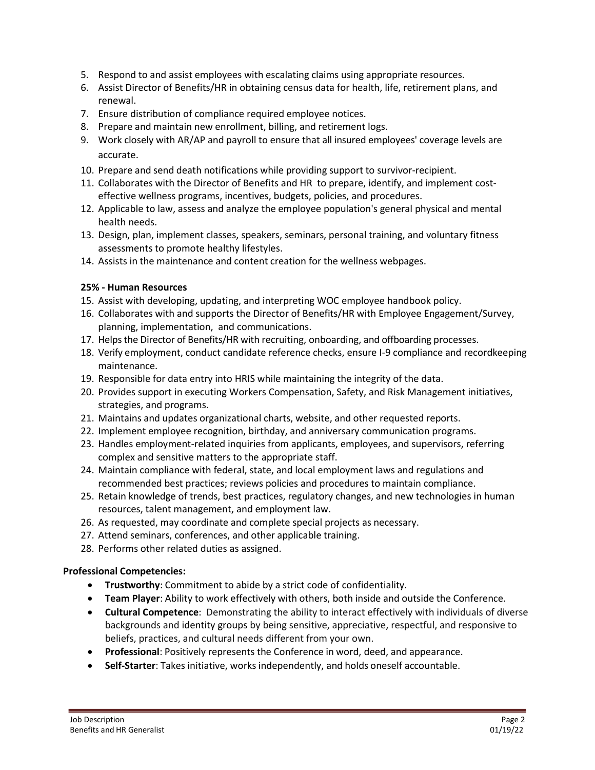5. Respond to and assist employees with escalating claims using appropriate resources.
6. Assist Director of Benefits/HR in obtaining census data for health, life, retirement plans, and renewal.
7. Ensure distribution of compliance required employee notices.
8. Prepare and maintain new enrollment, billing, and retirement logs.
9. Work closely with AR/AP and payroll to ensure that all insured employees' coverage levels are accurate.
10. Prepare and send death notifications while providing support to survivor-recipient.
11. Collaborates with the Director of Benefits and HR to prepare, identify, and implement cost-effective wellness programs, incentives, budgets, policies, and procedures.
12. Applicable to law, assess and analyze the employee population's general physical and mental health needs.
13. Design, plan, implement classes, speakers, seminars, personal training, and voluntary fitness assessments to promote healthy lifestyles.
14. Assists in the maintenance and content creation for the wellness webpages.

**25% - Human Resources**

15. Assist with developing, updating, and interpreting WOC employee handbook policy.
16. Collaborates with and supports the Director of Benefits/HR with Employee Engagement/Survey, planning, implementation, and communications.
17. Helps the Director of Benefits/HR with recruiting, onboarding, and offboarding processes.
18. Verify employment, conduct candidate reference checks, ensure I-9 compliance and recordkeeping maintenance.
19. Responsible for data entry into HRIS while maintaining the integrity of the data.
20. Provides support in executing Workers Compensation, Safety, and Risk Management initiatives, strategies, and programs.
21. Maintains and updates organizational charts, website, and other requested reports.
22. Implement employee recognition, birthday, and anniversary communication programs.
23. Handles employment-related inquiries from applicants, employees, and supervisors, referring complex and sensitive matters to the appropriate staff.
24. Maintain compliance with federal, state, and local employment laws and regulations and recommended best practices; reviews policies and procedures to maintain compliance.
25. Retain knowledge of trends, best practices, regulatory changes, and new technologies in human resources, talent management, and employment law.
26. As requested, may coordinate and complete special projects as necessary.
27. Attend seminars, conferences, and other applicable training.
28. Performs other related duties as assigned.

**Professional Competencies:**

- **Trustworthy**: Commitment to abide by a strict code of confidentiality.
- **Team Player**: Ability to work effectively with others, both inside and outside the Conference.
- **Cultural Competence**: Demonstrating the ability to interact effectively with individuals of diverse backgrounds and identity groups by being sensitive, appreciative, respectful, and responsive to beliefs, practices, and cultural needs different from your own.
- **Professional**: Positively represents the Conference in word, deed, and appearance.
- **Self-Starter**: Takes initiative, works independently, and holds oneself accountable.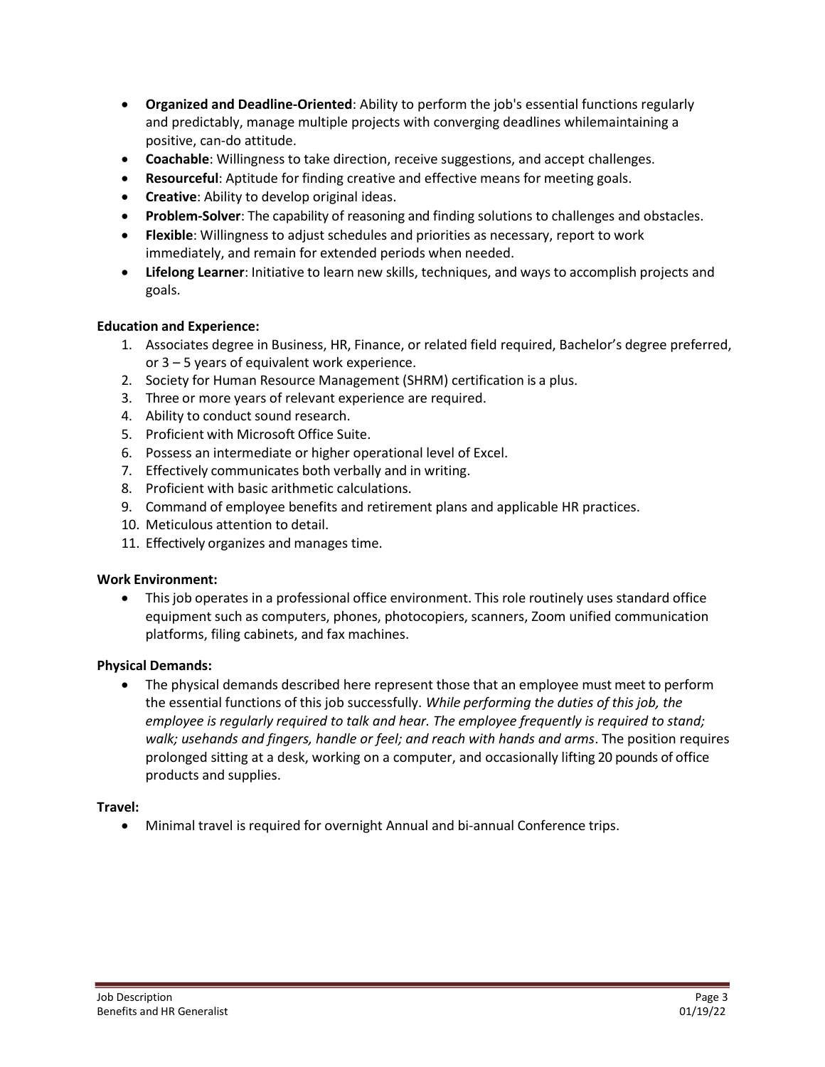- **Organized and Deadline-Oriented**: Ability to perform the job's essential functions regularly and predictably, manage multiple projects with converging deadlines whilemaintaining a positive, can-do attitude.
- **Coachable**: Willingness to take direction, receive suggestions, and accept challenges.
- **Resourceful**: Aptitude for finding creative and effective means for meeting goals.
- **Creative**: Ability to develop original ideas.
- **Problem-Solver**: The capability of reasoning and finding solutions to challenges and obstacles.
- **Flexible**: Willingness to adjust schedules and priorities as necessary, report to work immediately, and remain for extended periods when needed.
- **Lifelong Learner**: Initiative to learn new skills, techniques, and ways to accomplish projects and goals.

**Education and Experience:**

1. Associates degree in Business, HR, Finance, or related field required, Bachelor's degree preferred, or 3 – 5 years of equivalent work experience.
2. Society for Human Resource Management (SHRM) certification is a plus.
3. Three or more years of relevant experience are required.
4. Ability to conduct sound research.
5. Proficient with Microsoft Office Suite.
6. Possess an intermediate or higher operational level of Excel.
7. Effectively communicates both verbally and in writing.
8. Proficient with basic arithmetic calculations.
9. Command of employee benefits and retirement plans and applicable HR practices.
10. Meticulous attention to detail.
11. Effectively organizes and manages time.

**Work Environment:**

- This job operates in a professional office environment. This role routinely uses standard office equipment such as computers, phones, photocopiers, scanners, Zoom unified communication platforms, filing cabinets, and fax machines.

**Physical Demands:**

- The physical demands described here represent those that an employee must meet to perform the essential functions of this job successfully. *While performing the duties of this job, the employee is regularly required to talk and hear. The employee frequently is required to stand; walk; usehands and fingers, handle or feel; and reach with hands and arms*. The position requires prolonged sitting at a desk, working on a computer, and occasionally lifting 20 pounds of office products and supplies.

**Travel:**

- Minimal travel is required for overnight Annual and bi-annual Conference trips.